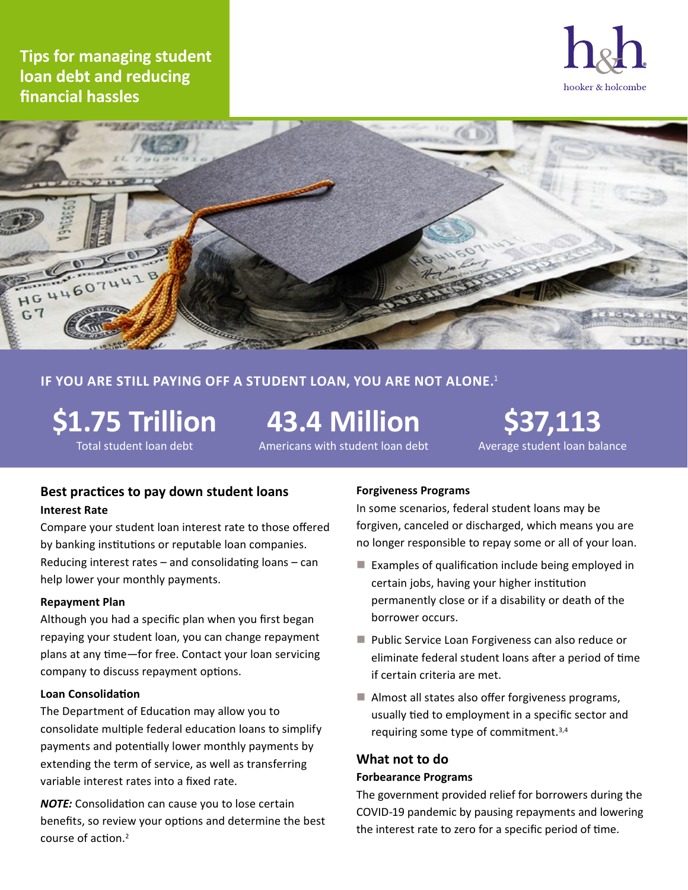# Tips for managing student loan debt and reducing financial hassles

hooker & holcombe

**IF YOU ARE STILL PAYING OFF A STUDENT LOAN, YOU ARE NOT ALONE.**[1]

**$1.75 Trillion**
Total student loan debt

**43.4 Million**
Americans with student loan debt

**$37,113**
Average student loan balance

## Best practices to pay down student loans

### Interest Rate

Compare your student loan interest rate to those offered by banking institutions or reputable loan companies. Reducing interest rates – and consolidating loans – can help lower your monthly payments.

### Repayment Plan

Although you had a specific plan when you first began repaying your student loan, you can change repayment plans at any time—for free. Contact your loan servicing company to discuss repayment options.

### Loan Consolidation

The Department of Education may allow you to consolidate multiple federal education loans to simplify payments and potentially lower monthly payments by extending the term of service, as well as transferring variable interest rates into a fixed rate.

***NOTE:*** Consolidation can cause you to lose certain benefits, so review your options and determine the best course of action.[2]

### Forgiveness Programs

In some scenarios, federal student loans may be forgiven, canceled or discharged, which means you are no longer responsible to repay some or all of your loan.

- Examples of qualification include being employed in certain jobs, having your higher institution permanently close or if a disability or death of the borrower occurs.
- Public Service Loan Forgiveness can also reduce or eliminate federal student loans after a period of time if certain criteria are met.
- Almost all states also offer forgiveness programs, usually tied to employment in a specific sector and requiring some type of commitment.[3,4]

## What not to do

### Forbearance Programs

The government provided relief for borrowers during the COVID-19 pandemic by pausing repayments and lowering the interest rate to zero for a specific period of time.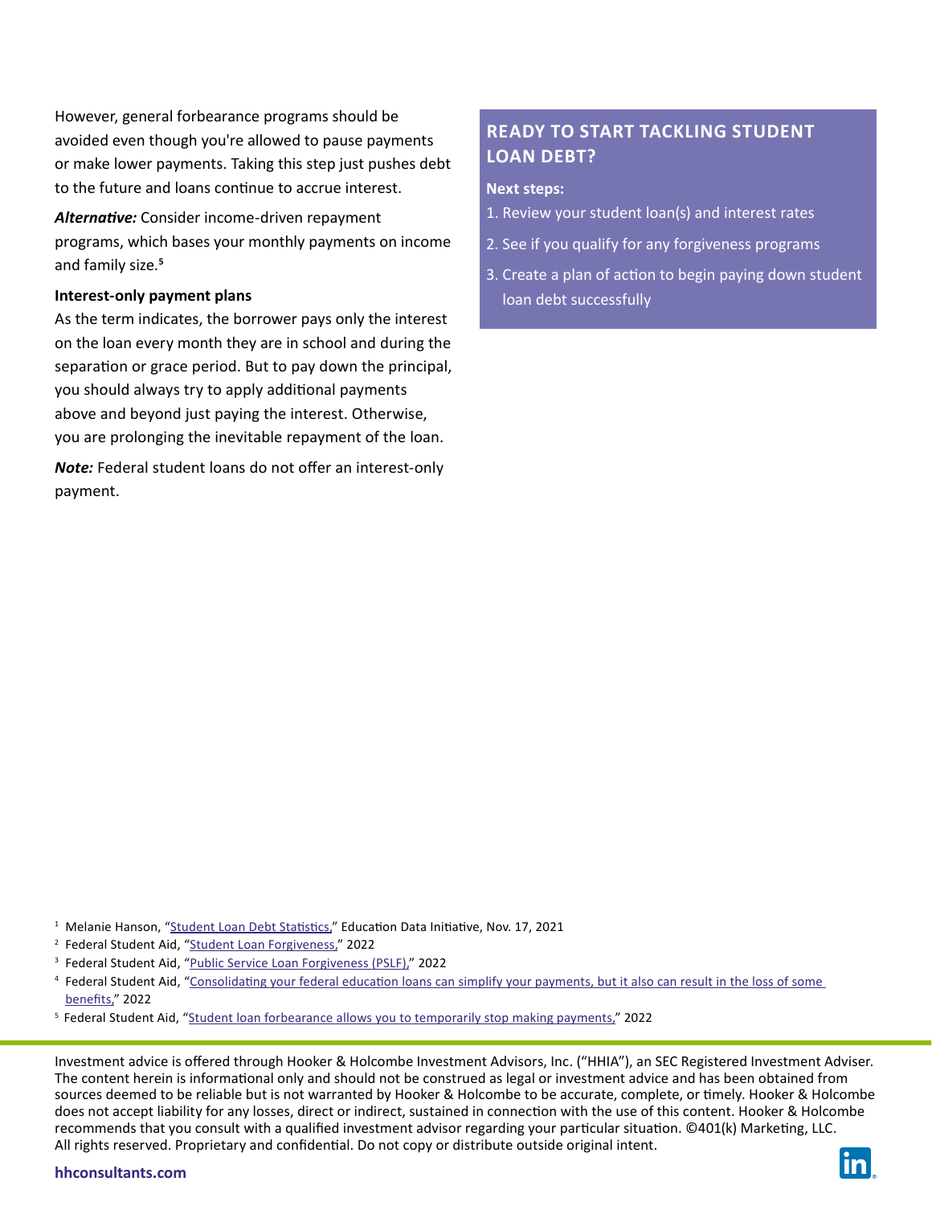However, general forbearance programs should be avoided even though you're allowed to pause payments or make lower payments. Taking this step just pushes debt to the future and loans continue to accrue interest.

***Alternative:*** Consider income-driven repayment programs, which bases your monthly payments on income and family size.[5]

**Interest-only payment plans**

As the term indicates, the borrower pays only the interest on the loan every month they are in school and during the separation or grace period. But to pay down the principal, you should always try to apply additional payments above and beyond just paying the interest. Otherwise, you are prolonging the inevitable repayment of the loan.

***Note:*** Federal student loans do not offer an interest-only payment.

## READY TO START TACKLING STUDENT LOAN DEBT?

**Next steps:**

1. Review your student loan(s) and interest rates
2. See if you qualify for any forgiveness programs
3. Create a plan of action to begin paying down student loan debt successfully

[1] Melanie Hanson, "Student Loan Debt Statistics," Education Data Initiative, Nov. 17, 2021

[2] Federal Student Aid, "Student Loan Forgiveness," 2022

[3] Federal Student Aid, "Public Service Loan Forgiveness (PSLF)," 2022

[4] Federal Student Aid, "Consolidating your federal education loans can simplify your payments, but it also can result in the loss of some benefits," 2022

[5] Federal Student Aid, "Student loan forbearance allows you to temporarily stop making payments," 2022

Investment advice is offered through Hooker & Holcombe Investment Advisors, Inc. ("HHIA"), an SEC Registered Investment Adviser. The content herein is informational only and should not be construed as legal or investment advice and has been obtained from sources deemed to be reliable but is not warranted by Hooker & Holcombe to be accurate, complete, or timely. Hooker & Holcombe does not accept liability for any losses, direct or indirect, sustained in connection with the use of this content. Hooker & Holcombe recommends that you consult with a qualified investment advisor regarding your particular situation. ©401(k) Marketing, LLC. All rights reserved. Proprietary and confidential. Do not copy or distribute outside original intent.

hhconsultants.com